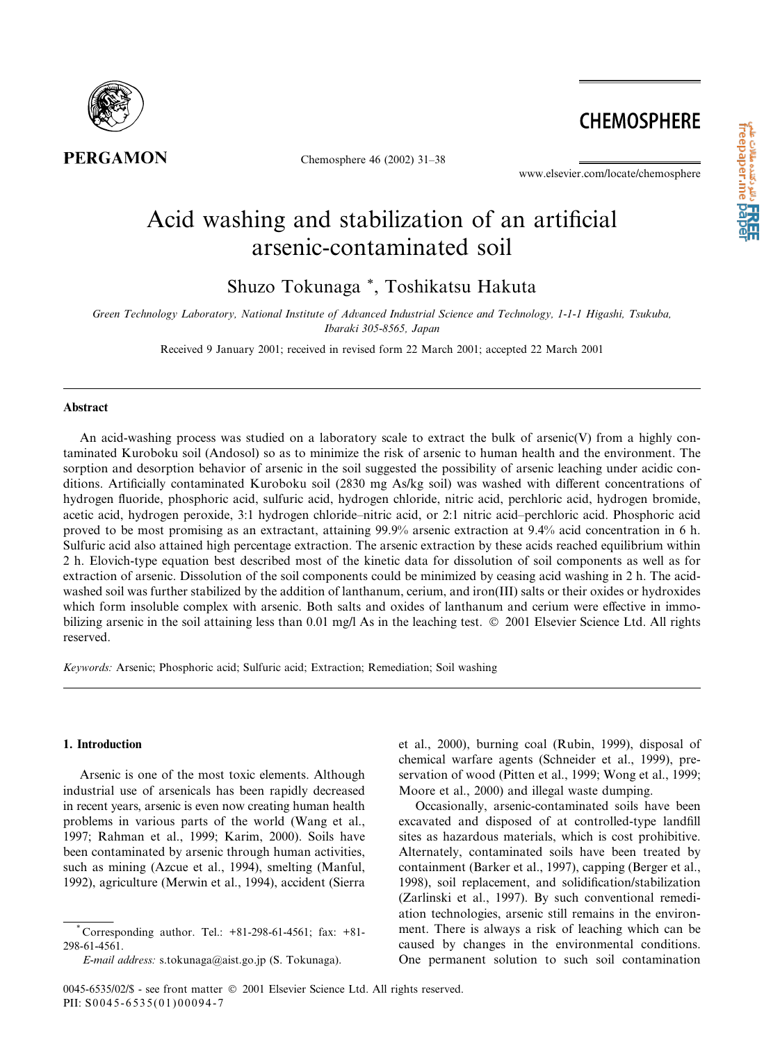# Acid washing and stabilization of an artificial arsenic-contaminated soil

Shuzo Tokunaga *, Toshikatsu Hakuta

*Green Technology Laboratory, National Institute of Advanced Industrial Science and Technology, 1-1-1 Higashi, Tsukuba, Ibaraki 305-8565, Japan*

Received 9 January 2001; received in revised form 22 March 2001; accepted 22 March 2001

## Abstract

An acid-washing process was studied on a laboratory scale to extract the bulk of arsenic(V) from a highly contaminated Kuroboku soil (Andosol) so as to minimize the risk of arsenic to human health and the environment. The sorption and desorption behavior of arsenic in the soil suggested the possibility of arsenic leaching under acidic conditions. Artificially contaminated Kuroboku soil (2830 mg As/kg soil) was washed with different concentrations of hydrogen fluoride, phosphoric acid, sulfuric acid, hydrogen chloride, nitric acid, perchloric acid, hydrogen bromide, acetic acid, hydrogen peroxide, 3:1 hydrogen chloride–nitric acid, or 2:1 nitric acid–perchloric acid. Phosphoric acid proved to be most promising as an extractant, attaining 99.9% arsenic extraction at 9.4% acid concentration in 6 h. Sulfuric acid also attained high percentage extraction. The arsenic extraction by these acids reached equilibrium within 2 h. Elovich-type equation best described most of the kinetic data for dissolution of soil components as well as for extraction of arsenic. Dissolution of the soil components could be minimized by ceasing acid washing in 2 h. The acid-washed soil was further stabilized by the addition of lanthanum, cerium, and iron(III) salts or their oxides or hydroxides which form insoluble complex with arsenic. Both salts and oxides of lanthanum and cerium were effective in immobilizing arsenic in the soil attaining less than 0.01 mg/l As in the leaching test. © 2001 Elsevier Science Ltd. All rights reserved.

*Keywords:* Arsenic; Phosphoric acid; Sulfuric acid; Extraction; Remediation; Soil washing

## 1. Introduction

Arsenic is one of the most toxic elements. Although industrial use of arsenicals has been rapidly decreased in recent years, arsenic is even now creating human health problems in various parts of the world (Wang et al., 1997; Rahman et al., 1999; Karim, 2000). Soils have been contaminated by arsenic through human activities, such as mining (Azcue et al., 1994), smelting (Manful, 1992), agriculture (Merwin et al., 1994), accident (Sierra et al., 2000), burning coal (Rubin, 1999), disposal of chemical warfare agents (Schneider et al., 1999), preservation of wood (Pitten et al., 1999; Wong et al., 1999; Moore et al., 2000) and illegal waste dumping.

Occasionally, arsenic-contaminated soils have been excavated and disposed of at controlled-type landfill sites as hazardous materials, which is cost prohibitive. Alternately, contaminated soils have been treated by containment (Barker et al., 1997), capping (Berger et al., 1998), soil replacement, and solidification/stabilization (Zarlinski et al., 1997). By such conventional remediation technologies, arsenic still remains in the environment. There is always a risk of leaching which can be caused by changes in the environmental conditions. One permanent solution to such soil contamination

* Corresponding author. Tel.: +81-298-61-4561; fax: +81-298-61-4561.

*E-mail address:* s.tokunaga@aist.go.jp (S. Tokunaga).

0045-6535/02/$ - see front matter © 2001 Elsevier Science Ltd. All rights reserved.
PII: S0045-6535(01)00094-7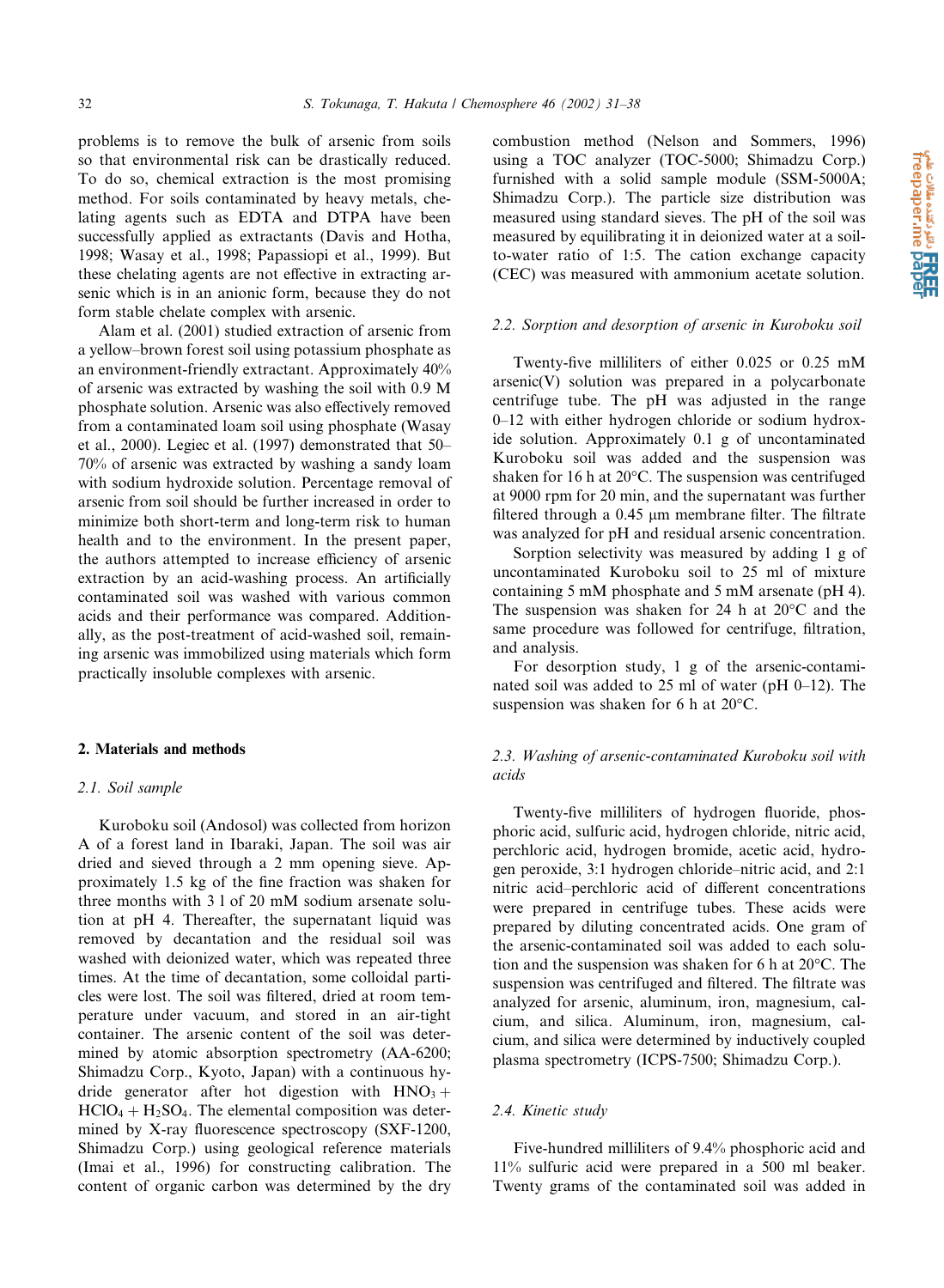problems is to remove the bulk of arsenic from soils so that environmental risk can be drastically reduced. To do so, chemical extraction is the most promising method. For soils contaminated by heavy metals, chelating agents such as EDTA and DTPA have been successfully applied as extractants (Davis and Hotha, 1998; Wasay et al., 1998; Papassiopi et al., 1999). But these chelating agents are not effective in extracting arsenic which is in an anionic form, because they do not form stable chelate complex with arsenic.

Alam et al. (2001) studied extraction of arsenic from a yellow–brown forest soil using potassium phosphate as an environment-friendly extractant. Approximately 40% of arsenic was extracted by washing the soil with 0.9 M phosphate solution. Arsenic was also effectively removed from a contaminated loam soil using phosphate (Wasay et al., 2000). Legiec et al. (1997) demonstrated that 50–70% of arsenic was extracted by washing a sandy loam with sodium hydroxide solution. Percentage removal of arsenic from soil should be further increased in order to minimize both short-term and long-term risk to human health and to the environment. In the present paper, the authors attempted to increase efficiency of arsenic extraction by an acid-washing process. An artificially contaminated soil was washed with various common acids and their performance was compared. Additionally, as the post-treatment of acid-washed soil, remaining arsenic was immobilized using materials which form practically insoluble complexes with arsenic.

## 2. Materials and methods

### 2.1. Soil sample

Kuroboku soil (Andosol) was collected from horizon A of a forest land in Ibaraki, Japan. The soil was air dried and sieved through a 2 mm opening sieve. Approximately 1.5 kg of the fine fraction was shaken for three months with 3 l of 20 mM sodium arsenate solution at pH 4. Thereafter, the supernatant liquid was removed by decantation and the residual soil was washed with deionized water, which was repeated three times. At the time of decantation, some colloidal particles were lost. The soil was filtered, dried at room temperature under vacuum, and stored in an air-tight container. The arsenic content of the soil was determined by atomic absorption spectrometry (AA-6200; Shimadzu Corp., Kyoto, Japan) with a continuous hydride generator after hot digestion with $HNO_3 + HClO_4 + H_2SO_4$. The elemental composition was determined by X-ray fluorescence spectroscopy (SXF-1200, Shimadzu Corp.) using geological reference materials (Imai et al., 1996) for constructing calibration. The content of organic carbon was determined by the dry combustion method (Nelson and Sommers, 1996) using a TOC analyzer (TOC-5000; Shimadzu Corp.) furnished with a solid sample module (SSM-5000A; Shimadzu Corp.). The particle size distribution was measured using standard sieves. The pH of the soil was measured by equilibrating it in deionized water at a soil-to-water ratio of 1:5. The cation exchange capacity (CEC) was measured with ammonium acetate solution.

### 2.2. Sorption and desorption of arsenic in Kuroboku soil

Twenty-five milliliters of either 0.025 or 0.25 mM arsenic(V) solution was prepared in a polycarbonate centrifuge tube. The pH was adjusted in the range 0–12 with either hydrogen chloride or sodium hydroxide solution. Approximately 0.1 g of uncontaminated Kuroboku soil was added and the suspension was shaken for 16 h at 20°C. The suspension was centrifuged at 9000 rpm for 20 min, and the supernatant was further filtered through a 0.45 μm membrane filter. The filtrate was analyzed for pH and residual arsenic concentration.

Sorption selectivity was measured by adding 1 g of uncontaminated Kuroboku soil to 25 ml of mixture containing 5 mM phosphate and 5 mM arsenate (pH 4). The suspension was shaken for 24 h at 20°C and the same procedure was followed for centrifuge, filtration, and analysis.

For desorption study, 1 g of the arsenic-contaminated soil was added to 25 ml of water (pH 0–12). The suspension was shaken for 6 h at 20°C.

### 2.3. Washing of arsenic-contaminated Kuroboku soil with acids

Twenty-five milliliters of hydrogen fluoride, phosphoric acid, sulfuric acid, hydrogen chloride, nitric acid, perchloric acid, hydrogen bromide, acetic acid, hydrogen peroxide, 3:1 hydrogen chloride–nitric acid, and 2:1 nitric acid–perchloric acid of different concentrations were prepared in centrifuge tubes. These acids were prepared by diluting concentrated acids. One gram of the arsenic-contaminated soil was added to each solution and the suspension was shaken for 6 h at 20°C. The suspension was centrifuged and filtered. The filtrate was analyzed for arsenic, aluminum, iron, magnesium, calcium, and silica. Aluminum, iron, magnesium, calcium, and silica were determined by inductively coupled plasma spectrometry (ICPS-7500; Shimadzu Corp.).

### 2.4. Kinetic study

Five-hundred milliliters of 9.4% phosphoric acid and 11% sulfuric acid were prepared in a 500 ml beaker. Twenty grams of the contaminated soil was added in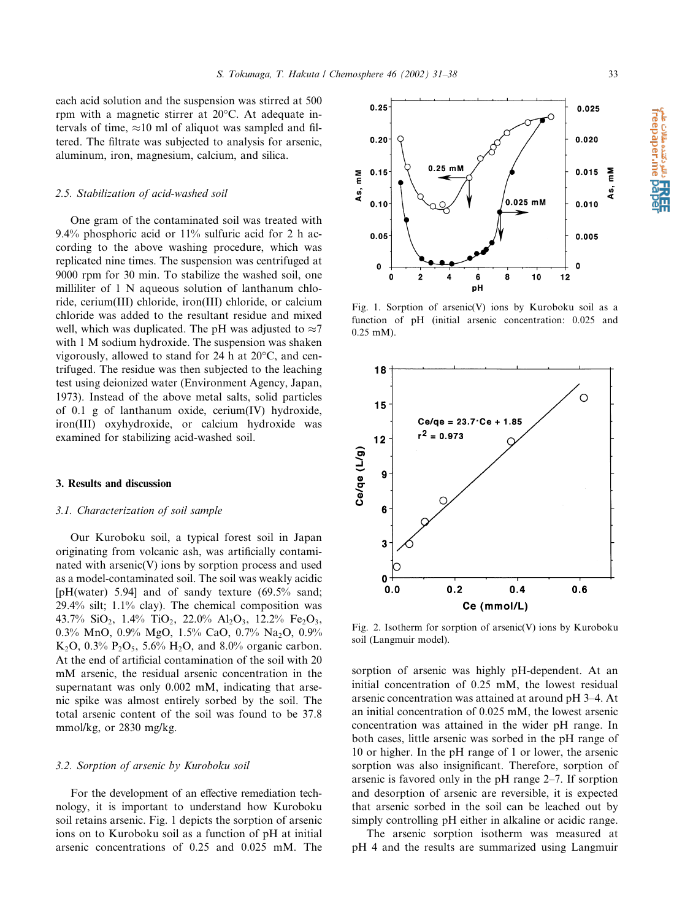each acid solution and the suspension was stirred at 500 rpm with a magnetic stirrer at 20°C. At adequate intervals of time, ≈10 ml of aliquot was sampled and filtered. The filtrate was subjected to analysis for arsenic, aluminum, iron, magnesium, calcium, and silica.

### 2.5. Stabilization of acid-washed soil

One gram of the contaminated soil was treated with 9.4% phosphoric acid or 11% sulfuric acid for 2 h according to the above washing procedure, which was replicated nine times. The suspension was centrifuged at 9000 rpm for 30 min. To stabilize the washed soil, one milliliter of 1 N aqueous solution of lanthanum chloride, cerium(III) chloride, iron(III) chloride, or calcium chloride was added to the resultant residue and mixed well, which was duplicated. The pH was adjusted to ≈7 with 1 M sodium hydroxide. The suspension was shaken vigorously, allowed to stand for 24 h at 20°C, and centrifuged. The residue was then subjected to the leaching test using deionized water (Environment Agency, Japan, 1973). Instead of the above metal salts, solid particles of 0.1 g of lanthanum oxide, cerium(IV) hydroxide, iron(III) oxyhydroxide, or calcium hydroxide was examined for stabilizing acid-washed soil.

## 3. Results and discussion

### 3.1. Characterization of soil sample

Our Kuroboku soil, a typical forest soil in Japan originating from volcanic ash, was artificially contaminated with arsenic(V) ions by sorption process and used as a model-contaminated soil. The soil was weakly acidic [pH(water) 5.94] and of sandy texture (69.5% sand; 29.4% silt; 1.1% clay). The chemical composition was 43.7% $SiO_2$, 1.4% $TiO_2$, 22.0% $Al_2O_3$, 12.2% $Fe_2O_3$, 0.3% MnO, 0.9% MgO, 1.5% CaO, 0.7% $Na_2O$, 0.9% $K_2O$, 0.3% $P_2O_5$, 5.6% $H_2O$, and 8.0% organic carbon. At the end of artificial contamination of the soil with 20 mM arsenic, the residual arsenic concentration in the supernatant was only 0.002 mM, indicating that arsenic spike was almost entirely sorbed by the soil. The total arsenic content of the soil was found to be 37.8 mmol/kg, or 2830 mg/kg.

### 3.2. Sorption of arsenic by Kuroboku soil

For the development of an effective remediation technology, it is important to understand how Kuroboku soil retains arsenic. Fig. 1 depicts the sorption of arsenic ions on to Kuroboku soil as a function of pH at initial arsenic concentrations of 0.25 and 0.025 mM. The sorption of arsenic was highly pH-dependent. At an initial concentration of 0.25 mM, the lowest residual arsenic concentration was attained at around pH 3–4. At an initial concentration of 0.025 mM, the lowest arsenic concentration was attained in the wider pH range. In both cases, little arsenic was sorbed in the pH range of 10 or higher. In the pH range of 1 or lower, the arsenic sorption was also insignificant. Therefore, sorption of arsenic is favored only in the pH range 2–7. If sorption and desorption of arsenic are reversible, it is expected that arsenic sorbed in the soil can be leached out by simply controlling pH either in alkaline or acidic range.

The arsenic sorption isotherm was measured at pH 4 and the results are summarized using Langmuir

0.25 mM
0.025 mM
As, mM
pH

Fig. 1. Sorption of arsenic(V) ions by Kuroboku soil as a function of pH (initial arsenic concentration: 0.025 and 0.25 mM).

Ce/qe = 23.7·Ce + 1.85
$r^2$ = 0.973
Ce/qe (L/g)
Ce (mmol/L)

Fig. 2. Isotherm for sorption of arsenic(V) ions by Kuroboku soil (Langmuir model).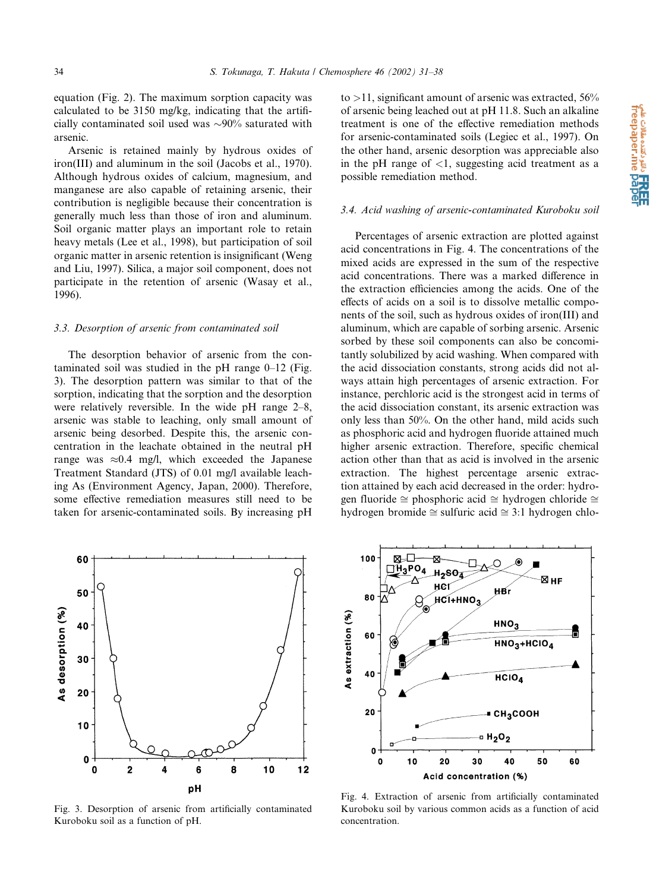equation (Fig. 2). The maximum sorption capacity was calculated to be 3150 mg/kg, indicating that the artificially contaminated soil used was ~90% saturated with arsenic.

Arsenic is retained mainly by hydrous oxides of iron(III) and aluminum in the soil (Jacobs et al., 1970). Although hydrous oxides of calcium, magnesium, and manganese are also capable of retaining arsenic, their contribution is negligible because their concentration is generally much less than those of iron and aluminum. Soil organic matter plays an important role to retain heavy metals (Lee et al., 1998), but participation of soil organic matter in arsenic retention is insignificant (Weng and Liu, 1997). Silica, a major soil component, does not participate in the retention of arsenic (Wasay et al., 1996).

### 3.3. Desorption of arsenic from contaminated soil

The desorption behavior of arsenic from the contaminated soil was studied in the pH range 0–12 (Fig. 3). The desorption pattern was similar to that of the sorption, indicating that the sorption and the desorption were relatively reversible. In the wide pH range 2–8, arsenic was stable to leaching, only small amount of arsenic being desorbed. Despite this, the arsenic concentration in the leachate obtained in the neutral pH range was ≈0.4 mg/l, which exceeded the Japanese Treatment Standard (JTS) of 0.01 mg/l available leaching As (Environment Agency, Japan, 2000). Therefore, some effective remediation measures still need to be taken for arsenic-contaminated soils. By increasing pH to >11, significant amount of arsenic was extracted, 56% of arsenic being leached out at pH 11.8. Such an alkaline treatment is one of the effective remediation methods for arsenic-contaminated soils (Legiec et al., 1997). On the other hand, arsenic desorption was appreciable also in the pH range of <1, suggesting acid treatment as a possible remediation method.

### 3.4. Acid washing of arsenic-contaminated Kuroboku soil

Percentages of arsenic extraction are plotted against acid concentrations in Fig. 4. The concentrations of the mixed acids are expressed in the sum of the respective acid concentrations. There was a marked difference in the extraction efficiencies among the acids. One of the effects of acids on a soil is to dissolve metallic components of the soil, such as hydrous oxides of iron(III) and aluminum, which are capable of sorbing arsenic. Arsenic sorbed by these soil components can also be concomitantly solubilized by acid washing. When compared with the acid dissociation constants, strong acids did not always attain high percentages of arsenic extraction. For instance, perchloric acid is the strongest acid in terms of the acid dissociation constant, its arsenic extraction was only less than 50%. On the other hand, mild acids such as phosphoric acid and hydrogen fluoride attained much higher arsenic extraction. Therefore, specific chemical action other than that as acid is involved in the arsenic extraction. The highest percentage arsenic extraction attained by each acid decreased in the order: hydrogen fluoride ≅ phosphoric acid ≅ hydrogen chloride ≅ hydrogen bromide ≅ sulfuric acid ≅ 3:1 hydrogen chlo-

As desorption (%)
0
10
20
30
40
50
60
0
2
4
6
8
10
12
pH

Fig. 3. Desorption of arsenic from artificially contaminated Kuroboku soil as a function of pH.

As extraction (%)
0
20
40
60
80
100
0
10
20
30
40
50
60
Acid concentration (%)
$H_3PO_4$
$H_2SO_4$
HCl
HF
HBr
HCl+$HNO_3$
$HNO_3$
$HNO_3$+$HClO_4$
$HClO_4$
$CH_3COOH$
$H_2O_2$

Fig. 4. Extraction of arsenic from artificially contaminated Kuroboku soil by various common acids as a function of acid concentration.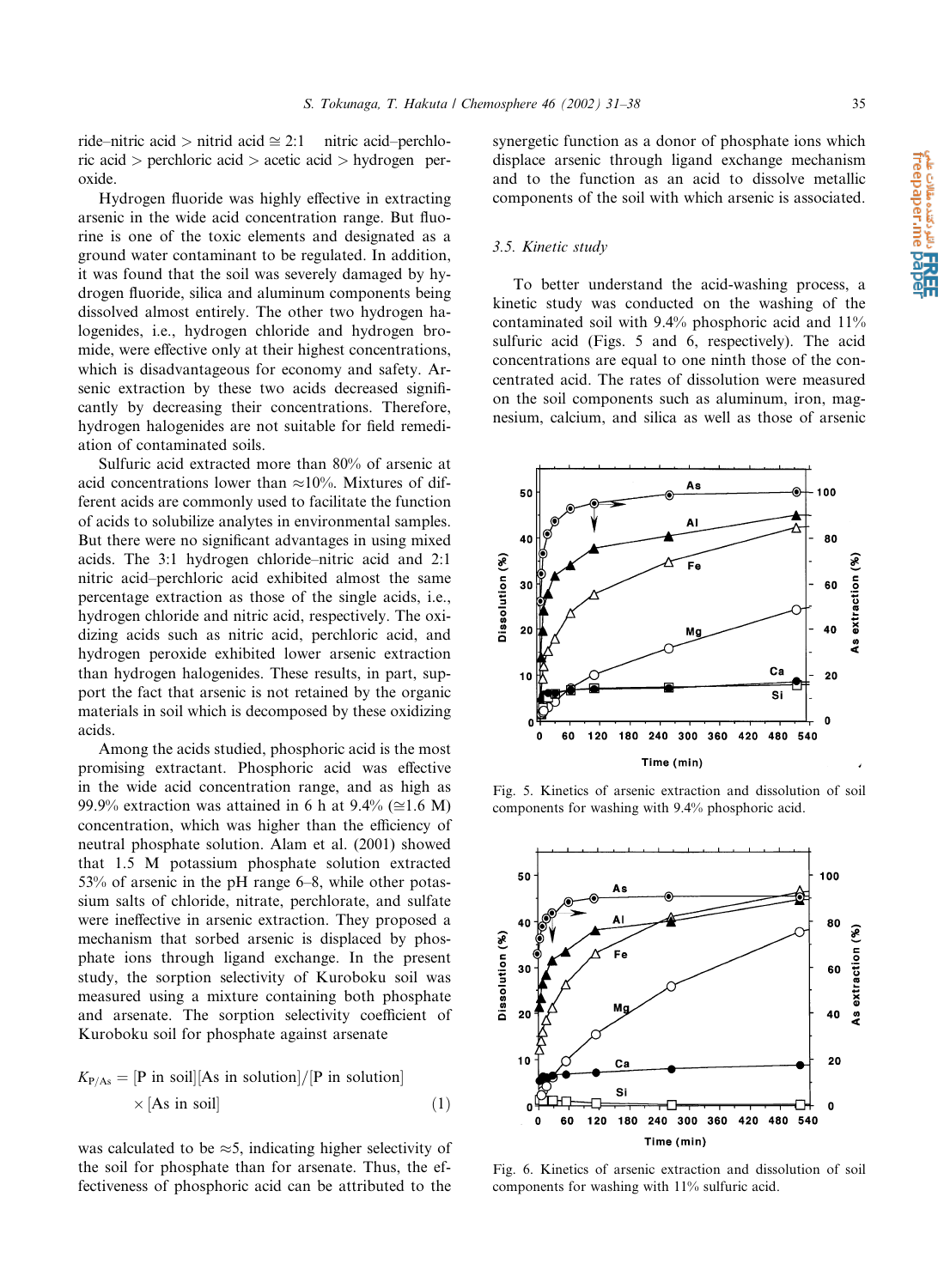ride–nitric acid > nitric acid ≅ 2:1 nitric acid–perchloric acid > perchloric acid > acetic acid > hydrogen peroxide.

Hydrogen fluoride was highly effective in extracting arsenic in the wide acid concentration range. But fluorine is one of the toxic elements and designated as a ground water contaminant to be regulated. In addition, it was found that the soil was severely damaged by hydrogen fluoride, silica and aluminum components being dissolved almost entirely. The other two hydrogen halogenides, i.e., hydrogen chloride and hydrogen bromide, were effective only at their highest concentrations, which is disadvantageous for economy and safety. Arsenic extraction by these two acids decreased significantly by decreasing their concentrations. Therefore, hydrogen halogenides are not suitable for field remediation of contaminated soils.

Sulfuric acid extracted more than 80% of arsenic at acid concentrations lower than ≈10%. Mixtures of different acids are commonly used to facilitate the function of acids to solubilize analytes in environmental samples. But there were no significant advantages in using mixed acids. The 3:1 hydrogen chloride–nitric acid and 2:1 nitric acid–perchloric acid exhibited almost the same percentage extraction as those of the single acids, i.e., hydrogen chloride and nitric acid, respectively. The oxidizing acids such as nitric acid, perchloric acid, and hydrogen peroxide exhibited lower arsenic extraction than hydrogen halogenides. These results, in part, support the fact that arsenic is not retained by the organic materials in soil which is decomposed by these oxidizing acids.

Among the acids studied, phosphoric acid is the most promising extractant. Phosphoric acid was effective in the wide acid concentration range, and as high as 99.9% extraction was attained in 6 h at 9.4% (≅1.6 M) concentration, which was higher than the efficiency of neutral phosphate solution. Alam et al. (2001) showed that 1.5 M potassium phosphate solution extracted 53% of arsenic in the pH range 6–8, while other potassium salts of chloride, nitrate, perchlorate, and sulfate were ineffective in arsenic extraction. They proposed a mechanism that sorbed arsenic is displaced by phosphate ions through ligand exchange. In the present study, the sorption selectivity of Kuroboku soil was measured using a mixture containing both phosphate and arsenate. The sorption selectivity coefficient of Kuroboku soil for phosphate against arsenate

$$K_{P/As} = [\text{P in soil}][\text{As in solution}]/[\text{P in solution}] \times [\text{As in soil}] \qquad (1)$$

was calculated to be ≈5, indicating higher selectivity of the soil for phosphate than for arsenate. Thus, the effectiveness of phosphoric acid can be attributed to the synergetic function as a donor of phosphate ions which displace arsenic through ligand exchange mechanism and to the function as an acid to dissolve metallic components of the soil with which arsenic is associated.

### 3.5. Kinetic study

To better understand the acid-washing process, a kinetic study was conducted on the washing of the contaminated soil with 9.4% phosphoric acid and 11% sulfuric acid (Figs. 5 and 6, respectively). The acid concentrations are equal to one ninth those of the concentrated acid. The rates of dissolution were measured on the soil components such as aluminum, iron, magnesium, calcium, and silica as well as those of arsenic

Dissolution (%)
As extraction (%)
Time (min)
As
Al
Fe
Mg
Ca
Si

Fig. 5. Kinetics of arsenic extraction and dissolution of soil components for washing with 9.4% phosphoric acid.

Dissolution (%)
As extraction (%)
Time (min)
As
Al
Fe
Mg
Ca
Si

Fig. 6. Kinetics of arsenic extraction and dissolution of soil components for washing with 11% sulfuric acid.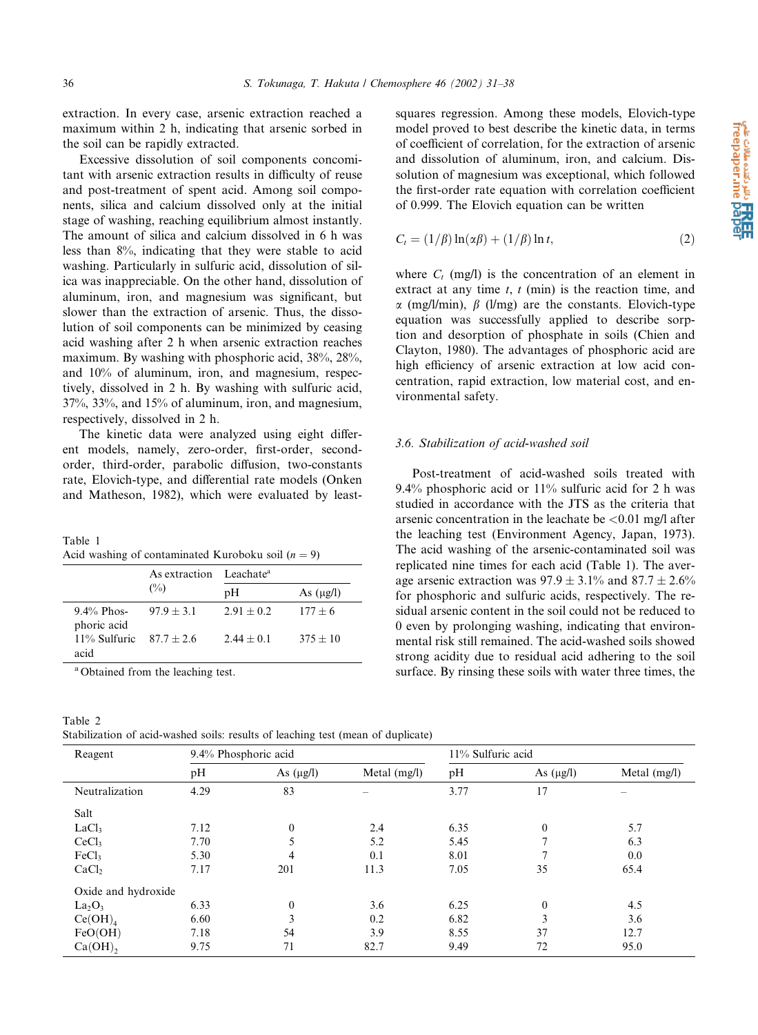extraction. In every case, arsenic extraction reached a maximum within 2 h, indicating that arsenic sorbed in the soil can be rapidly extracted.

Excessive dissolution of soil components concomitant with arsenic extraction results in difficulty of reuse and post-treatment of spent acid. Among soil components, silica and calcium dissolved only at the initial stage of washing, reaching equilibrium almost instantly. The amount of silica and calcium dissolved in 6 h was less than 8%, indicating that they were stable to acid washing. Particularly in sulfuric acid, dissolution of silica was inappreciable. On the other hand, dissolution of aluminum, iron, and magnesium was significant, but slower than the extraction of arsenic. Thus, the dissolution of soil components can be minimized by ceasing acid washing after 2 h when arsenic extraction reaches maximum. By washing with phosphoric acid, 38%, 28%, and 10% of aluminum, iron, and magnesium, respectively, dissolved in 2 h. By washing with sulfuric acid, 37%, 33%, and 15% of aluminum, iron, and magnesium, respectively, dissolved in 2 h.

The kinetic data were analyzed using eight different models, namely, zero-order, first-order, second-order, third-order, parabolic diffusion, two-constants rate, Elovich-type, and differential rate models (Onken and Matheson, 1982), which were evaluated by least-squares regression. Among these models, Elovich-type model proved to best describe the kinetic data, in terms of coefficient of correlation, for the extraction of arsenic and dissolution of aluminum, iron, and calcium. Dissolution of magnesium was exceptional, which followed the first-order rate equation with correlation coefficient of 0.999. The Elovich equation can be written

$$C_t = (1/\beta)\ln(\alpha\beta) + (1/\beta)\ln t, \tag{2}$$

where $C_t$ (mg/l) is the concentration of an element in extract at any time $t$, $t$ (min) is the reaction time, and $\alpha$ (mg/l/min), $\beta$ (l/mg) are the constants. Elovich-type equation was successfully applied to describe sorption and desorption of phosphate in soils (Chien and Clayton, 1980). The advantages of phosphoric acid are high efficiency of arsenic extraction at low acid concentration, rapid extraction, low material cost, and environmental safety.

Table 1
Acid washing of contaminated Kuroboku soil ($n = 9$)

| | As extraction (%) | Leachate[a] | |
|---|---|---|---|
| | | pH | As (μg/l) |
| 9.4% Phosphoric acid | $97.9 \pm 3.1$ | $2.91 \pm 0.2$ | $177 \pm 6$ |
| 11% Sulfuric acid | $87.7 \pm 2.6$ | $2.44 \pm 0.1$ | $375 \pm 10$ |

[a] Obtained from the leaching test.

### 3.6. Stabilization of acid-washed soil

Post-treatment of acid-washed soils treated with 9.4% phosphoric acid or 11% sulfuric acid for 2 h was studied in accordance with the JTS as the criteria that arsenic concentration in the leachate be <0.01 mg/l after the leaching test (Environment Agency, Japan, 1973). The acid washing of the arsenic-contaminated soil was replicated nine times for each acid (Table 1). The average arsenic extraction was $97.9 \pm 3.1\%$ and $87.7 \pm 2.6\%$ for phosphoric and sulfuric acids, respectively. The residual arsenic content in the soil could not be reduced to 0 even by prolonging washing, indicating that environmental risk still remained. The acid-washed soils showed strong acidity due to residual acid adhering to the soil surface. By rinsing these soils with water three times, the

Table 2
Stabilization of acid-washed soils: results of leaching test (mean of duplicate)

| Reagent | 9.4% Phosphoric acid | | | 11% Sulfuric acid | | |
|---|---|---|---|---|---|---|
| | pH | As (μg/l) | Metal (mg/l) | pH | As (μg/l) | Metal (mg/l) |
| Neutralization | 4.29 | 83 | – | 3.77 | 17 | – |
| Salt | | | | | | |
| $LaCl_3$ | 7.12 | 0 | 2.4 | 6.35 | 0 | 5.7 |
| $CeCl_3$ | 7.70 | 5 | 5.2 | 5.45 | 7 | 6.3 |
| $FeCl_3$ | 5.30 | 4 | 0.1 | 8.01 | 7 | 0.0 |
| $CaCl_2$ | 7.17 | 201 | 11.3 | 7.05 | 35 | 65.4 |
| Oxide and hydroxide | | | | | | |
| $La_2O_3$ | 6.33 | 0 | 3.6 | 6.25 | 0 | 4.5 |
| $Ce(OH)_4$ | 6.60 | 3 | 0.2 | 6.82 | 3 | 3.6 |
| $FeO(OH)$ | 7.18 | 54 | 3.9 | 8.55 | 37 | 12.7 |
| $Ca(OH)_2$ | 9.75 | 71 | 82.7 | 9.49 | 72 | 95.0 |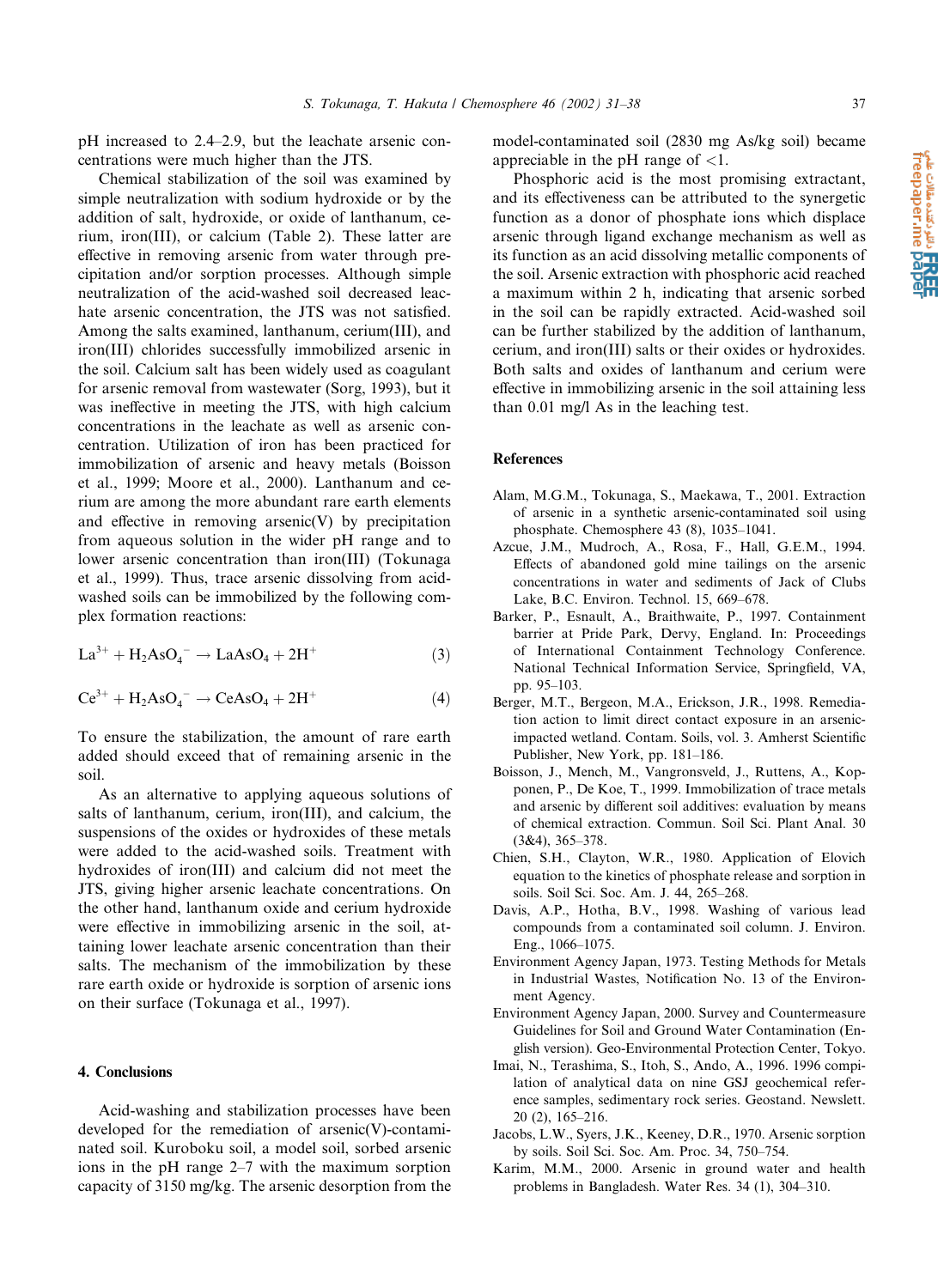pH increased to 2.4–2.9, but the leachate arsenic concentrations were much higher than the JTS.

Chemical stabilization of the soil was examined by simple neutralization with sodium hydroxide or by the addition of salt, hydroxide, or oxide of lanthanum, cerium, iron(III), or calcium (Table 2). These latter are effective in removing arsenic from water through precipitation and/or sorption processes. Although simple neutralization of the acid-washed soil decreased leachate arsenic concentration, the JTS was not satisfied. Among the salts examined, lanthanum, cerium(III), and iron(III) chlorides successfully immobilized arsenic in the soil. Calcium salt has been widely used as coagulant for arsenic removal from wastewater (Sorg, 1993), but it was ineffective in meeting the JTS, with high calcium concentrations in the leachate as well as arsenic concentration. Utilization of iron has been practiced for immobilization of arsenic and heavy metals (Boisson et al., 1999; Moore et al., 2000). Lanthanum and cerium are among the more abundant rare earth elements and effective in removing arsenic(V) by precipitation from aqueous solution in the wider pH range and to lower arsenic concentration than iron(III) (Tokunaga et al., 1999). Thus, trace arsenic dissolving from acid-washed soils can be immobilized by the following complex formation reactions:

$$La^{3+} + H_2AsO_4^- \rightarrow LaAsO_4 + 2H^+ \quad (3)$$

$$Ce^{3+} + H_2AsO_4^- \rightarrow CeAsO_4 + 2H^+ \quad (4)$$

To ensure the stabilization, the amount of rare earth added should exceed that of remaining arsenic in the soil.

As an alternative to applying aqueous solutions of salts of lanthanum, cerium, iron(III), and calcium, the suspensions of the oxides or hydroxides of these metals were added to the acid-washed soils. Treatment with hydroxides of iron(III) and calcium did not meet the JTS, giving higher arsenic leachate concentrations. On the other hand, lanthanum oxide and cerium hydroxide were effective in immobilizing arsenic in the soil, attaining lower leachate arsenic concentration than their salts. The mechanism of the immobilization by these rare earth oxide or hydroxide is sorption of arsenic ions on their surface (Tokunaga et al., 1997).

## 4. Conclusions

Acid-washing and stabilization processes have been developed for the remediation of arsenic(V)-contaminated soil. Kuroboku soil, a model soil, sorbed arsenic ions in the pH range 2–7 with the maximum sorption capacity of 3150 mg/kg. The arsenic desorption from the model-contaminated soil (2830 mg As/kg soil) became appreciable in the pH range of <1.

Phosphoric acid is the most promising extractant, and its effectiveness can be attributed to the synergetic function as a donor of phosphate ions which displace arsenic through ligand exchange mechanism as well as its function as an acid dissolving metallic components of the soil. Arsenic extraction with phosphoric acid reached a maximum within 2 h, indicating that arsenic sorbed in the soil can be rapidly extracted. Acid-washed soil can be further stabilized by the addition of lanthanum, cerium, and iron(III) salts or their oxides or hydroxides. Both salts and oxides of lanthanum and cerium were effective in immobilizing arsenic in the soil attaining less than 0.01 mg/l As in the leaching test.

## References

Alam, M.G.M., Tokunaga, S., Maekawa, T., 2001. Extraction of arsenic in a synthetic arsenic-contaminated soil using phosphate. Chemosphere 43 (8), 1035–1041.

Azcue, J.M., Mudroch, A., Rosa, F., Hall, G.E.M., 1994. Effects of abandoned gold mine tailings on the arsenic concentrations in water and sediments of Jack of Clubs Lake, B.C. Environ. Technol. 15, 669–678.

Barker, P., Esnault, A., Braithwaite, P., 1997. Containment barrier at Pride Park, Dervy, England. In: Proceedings of International Containment Technology Conference. National Technical Information Service, Springfield, VA, pp. 95–103.

Berger, M.T., Bergeon, M.A., Erickson, J.R., 1998. Remediation action to limit direct contact exposure in an arsenic-impacted wetland. Contam. Soils, vol. 3. Amherst Scientific Publisher, New York, pp. 181–186.

Boisson, J., Mench, M., Vangronsveld, J., Ruttens, A., Kopponen, P., De Koe, T., 1999. Immobilization of trace metals and arsenic by different soil additives: evaluation by means of chemical extraction. Commun. Soil Sci. Plant Anal. 30 (3&4), 365–378.

Chien, S.H., Clayton, W.R., 1980. Application of Elovich equation to the kinetics of phosphate release and sorption in soils. Soil Sci. Soc. Am. J. 44, 265–268.

Davis, A.P., Hotha, B.V., 1998. Washing of various lead compounds from a contaminated soil column. J. Environ. Eng., 1066–1075.

Environment Agency Japan, 1973. Testing Methods for Metals in Industrial Wastes, Notification No. 13 of the Environment Agency.

Environment Agency Japan, 2000. Survey and Countermeasure Guidelines for Soil and Ground Water Contamination (English version). Geo-Environmental Protection Center, Tokyo.

Imai, N., Terashima, S., Itoh, S., Ando, A., 1996. 1996 compilation of analytical data on nine GSJ geochemical reference samples, sedimentary rock series. Geostand. Newslett. 20 (2), 165–216.

Jacobs, L.W., Syers, J.K., Keeney, D.R., 1970. Arsenic sorption by soils. Soil Sci. Soc. Am. Proc. 34, 750–754.

Karim, M.M., 2000. Arsenic in ground water and health problems in Bangladesh. Water Res. 34 (1), 304–310.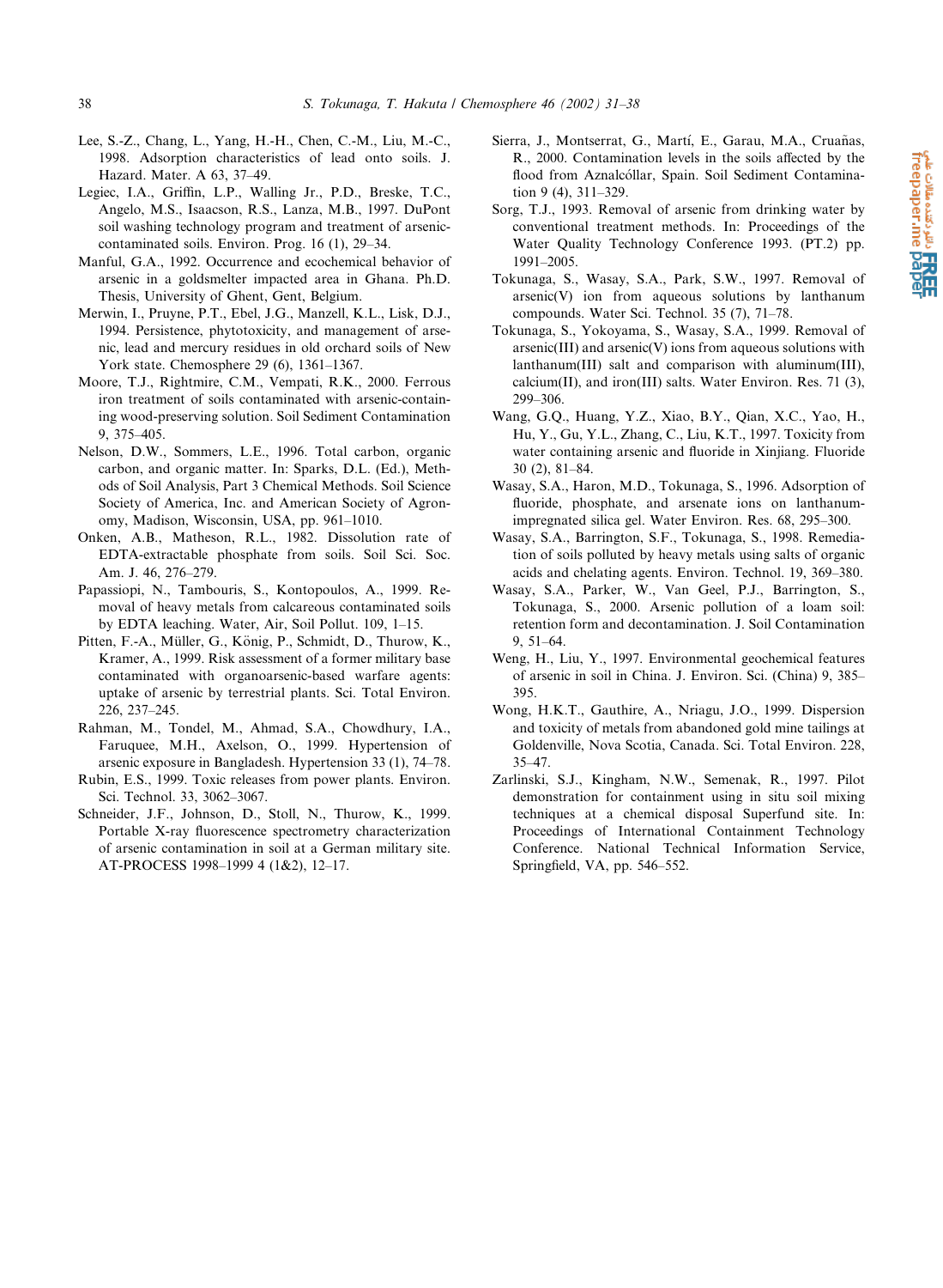Lee, S.-Z., Chang, L., Yang, H.-H., Chen, C.-M., Liu, M.-C., 1998. Adsorption characteristics of lead onto soils. J. Hazard. Mater. A 63, 37–49.

Legiec, I.A., Griffin, L.P., Walling Jr., P.D., Breske, T.C., Angelo, M.S., Isaacson, R.S., Lanza, M.B., 1997. DuPont soil washing technology program and treatment of arsenic-contaminated soils. Environ. Prog. 16 (1), 29–34.

Manful, G.A., 1992. Occurrence and ecochemical behavior of arsenic in a goldsmelter impacted area in Ghana. Ph.D. Thesis, University of Ghent, Gent, Belgium.

Merwin, I., Pruyne, P.T., Ebel, J.G., Manzell, K.L., Lisk, D.J., 1994. Persistence, phytotoxicity, and management of arsenic, lead and mercury residues in old orchard soils of New York state. Chemosphere 29 (6), 1361–1367.

Moore, T.J., Rightmire, C.M., Vempati, R.K., 2000. Ferrous iron treatment of soils contaminated with arsenic-containing wood-preserving solution. Soil Sediment Contamination 9, 375–405.

Nelson, D.W., Sommers, L.E., 1996. Total carbon, organic carbon, and organic matter. In: Sparks, D.L. (Ed.), Methods of Soil Analysis, Part 3 Chemical Methods. Soil Science Society of America, Inc. and American Society of Agronomy, Madison, Wisconsin, USA, pp. 961–1010.

Onken, A.B., Matheson, R.L., 1982. Dissolution rate of EDTA-extractable phosphate from soils. Soil Sci. Soc. Am. J. 46, 276–279.

Papassiopi, N., Tambouris, S., Kontopoulos, A., 1999. Removal of heavy metals from calcareous contaminated soils by EDTA leaching. Water, Air, Soil Pollut. 109, 1–15.

Pitten, F.-A., Müller, G., König, P., Schmidt, D., Thurow, K., Kramer, A., 1999. Risk assessment of a former military base contaminated with organoarsenic-based warfare agents: uptake of arsenic by terrestrial plants. Sci. Total Environ. 226, 237–245.

Rahman, M., Tondel, M., Ahmad, S.A., Chowdhury, I.A., Faruquee, M.H., Axelson, O., 1999. Hypertension of arsenic exposure in Bangladesh. Hypertension 33 (1), 74–78.

Rubin, E.S., 1999. Toxic releases from power plants. Environ. Sci. Technol. 33, 3062–3067.

Schneider, J.F., Johnson, D., Stoll, N., Thurow, K., 1999. Portable X-ray fluorescence spectrometry characterization of arsenic contamination in soil at a German military site. AT-PROCESS 1998–1999 4 (1&2), 12–17.

Sierra, J., Montserrat, G., Martí, E., Garau, M.A., Cruañas, R., 2000. Contamination levels in the soils affected by the flood from Aznalcóllar, Spain. Soil Sediment Contamination 9 (4), 311–329.

Sorg, T.J., 1993. Removal of arsenic from drinking water by conventional treatment methods. In: Proceedings of the Water Quality Technology Conference 1993. (PT.2) pp. 1991–2005.

Tokunaga, S., Wasay, S.A., Park, S.W., 1997. Removal of arsenic(V) ion from aqueous solutions by lanthanum compounds. Water Sci. Technol. 35 (7), 71–78.

Tokunaga, S., Yokoyama, S., Wasay, S.A., 1999. Removal of arsenic(III) and arsenic(V) ions from aqueous solutions with lanthanum(III) salt and comparison with aluminum(III), calcium(II), and iron(III) salts. Water Environ. Res. 71 (3), 299–306.

Wang, G.Q., Huang, Y.Z., Xiao, B.Y., Qian, X.C., Yao, H., Hu, Y., Gu, Y.L., Zhang, C., Liu, K.T., 1997. Toxicity from water containing arsenic and fluoride in Xinjiang. Fluoride 30 (2), 81–84.

Wasay, S.A., Haron, M.D., Tokunaga, S., 1996. Adsorption of fluoride, phosphate, and arsenate ions on lanthanum-impregnated silica gel. Water Environ. Res. 68, 295–300.

Wasay, S.A., Barrington, S.F., Tokunaga, S., 1998. Remediation of soils polluted by heavy metals using salts of organic acids and chelating agents. Environ. Technol. 19, 369–380.

Wasay, S.A., Parker, W., Van Geel, P.J., Barrington, S., Tokunaga, S., 2000. Arsenic pollution of a loam soil: retention form and decontamination. J. Soil Contamination 9, 51–64.

Weng, H., Liu, Y., 1997. Environmental geochemical features of arsenic in soil in China. J. Environ. Sci. (China) 9, 385–395.

Wong, H.K.T., Gauthire, A., Nriagu, J.O., 1999. Dispersion and toxicity of metals from abandoned gold mine tailings at Goldenville, Nova Scotia, Canada. Sci. Total Environ. 228, 35–47.

Zarlinski, S.J., Kingham, N.W., Semenak, R., 1997. Pilot demonstration for containment using in situ soil mixing techniques at a chemical disposal Superfund site. In: Proceedings of International Containment Technology Conference. National Technical Information Service, Springfield, VA, pp. 546–552.